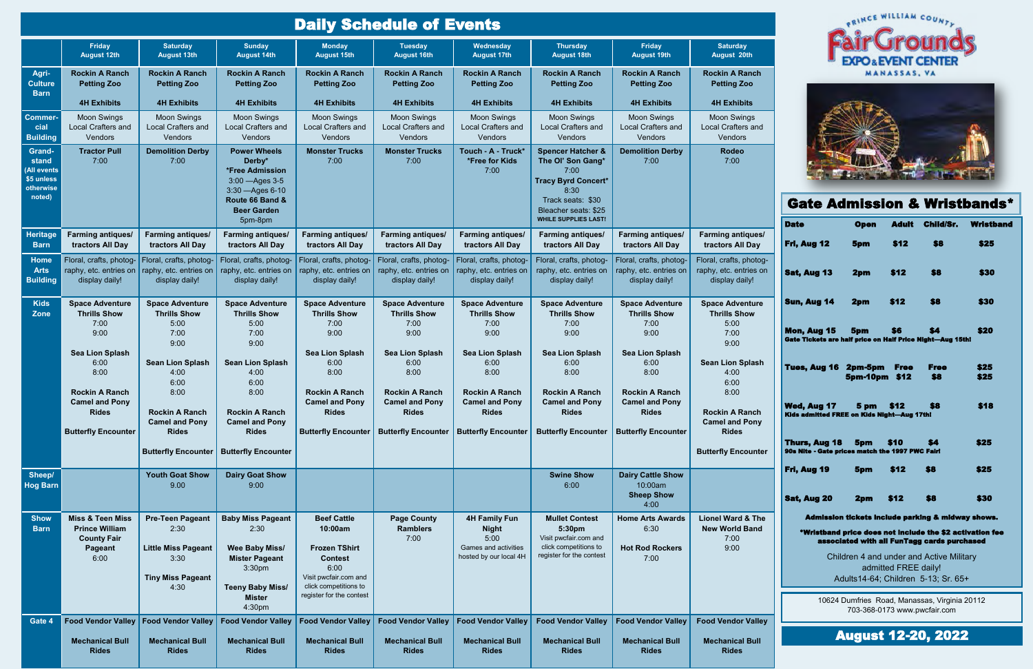# Daily Schedule of Events

| | Friday August 12th | Saturday August 13th | Sunday August 14th | Monday August 15th | Tuesday August 16th | Wednesday August 17th | Thursday August 18th | Friday August 19th | Saturday August 20th |
|---|---|---|---|---|---|---|---|---|---|
| **Agri-Culture Barn** | **Rockin A Ranch Petting Zoo**<br><br>**4H Exhibits** | **Rockin A Ranch Petting Zoo**<br><br>**4H Exhibits** | **Rockin A Ranch Petting Zoo**<br><br>**4H Exhibits** | **Rockin A Ranch Petting Zoo**<br><br>**4H Exhibits** | **Rockin A Ranch Petting Zoo**<br><br>**4H Exhibits** | **Rockin A Ranch Petting Zoo**<br><br>**4H Exhibits** | **Rockin A Ranch Petting Zoo**<br><br>**4H Exhibits** | **Rockin A Ranch Petting Zoo**<br><br>**4H Exhibits** | **Rockin A Ranch Petting Zoo**<br><br>**4H Exhibits** |
| **Commercial Building** | Moon Swings Local Crafters and Vendors | Moon Swings Local Crafters and Vendors | Moon Swings Local Crafters and Vendors | Moon Swings Local Crafters and Vendors | Moon Swings Local Crafters and Vendors | Moon Swings Local Crafters and Vendors | Moon Swings Local Crafters and Vendors | Moon Swings Local Crafters and Vendors | Moon Swings Local Crafters and Vendors |
| **Grandstand** (All events $5 unless otherwise noted) | **Tractor Pull**<br>7:00 | **Demolition Derby**<br>7:00 | **Power Wheels Derby***<br>***Free Admission**<br>3:00 —Ages 3-5<br>3:30 —Ages 6-10<br>**Route 66 Band & Beer Garden**<br>5pm-8pm | **Monster Trucks**<br>7:00 | **Monster Trucks**<br>7:00 | **Touch - A - Truck***<br>***Free for Kids**<br>7:00 | **Spencer Hatcher & The Ol' Son Gang***<br>7:00<br>**Tracy Byrd Concert***<br>8:30<br>Track seats: $30<br>Bleacher seats: $25<br>**WHILE SUPPLIES LAST!** | **Demolition Derby**<br>7:00 | **Rodeo**<br>7:00 |
| **Heritage Barn** | **Farming antiques/ tractors All Day** | **Farming antiques/ tractors All Day** | **Farming antiques/ tractors All Day** | **Farming antiques/ tractors All Day** | **Farming antiques/ tractors All Day** | **Farming antiques/ tractors All Day** | **Farming antiques/ tractors All Day** | **Farming antiques/ tractors All Day** | **Farming antiques/ tractors All Day** |
| **Home Arts Building** | Floral, crafts, photography, etc. entries on display daily! | Floral, crafts, photography, etc. entries on display daily! | Floral, crafts, photography, etc. entries on display daily! | Floral, crafts, photography, etc. entries on display daily! | Floral, crafts, photography, etc. entries on display daily! | Floral, crafts, photography, etc. entries on display daily! | Floral, crafts, photography, etc. entries on display daily! | Floral, crafts, photography, etc. entries on display daily! | Floral, crafts, photography, etc. entries on display daily! |
| **Kids Zone** | **Space Adventure Thrills Show**<br>7:00<br>9:00<br><br>**Sea Lion Splash**<br>6:00<br>8:00<br><br>**Rockin A Ranch Camel and Pony Rides**<br><br>**Butterfly Encounter** | **Space Adventure Thrills Show**<br>5:00<br>7:00<br>9:00<br><br>**Sean Lion Splash**<br>4:00<br>6:00<br>8:00<br><br>**Rockin A Ranch Camel and Pony Rides**<br><br>**Butterfly Encounter** | **Space Adventure Thrills Show**<br>5:00<br>7:00<br>9:00<br><br>**Sean Lion Splash**<br>4:00<br>6:00<br>8:00<br><br>**Rockin A Ranch Camel and Pony Rides**<br><br>**Butterfly Encounter** | **Space Adventure Thrills Show**<br>7:00<br>9:00<br><br>**Sea Lion Splash**<br>6:00<br>8:00<br><br>**Rockin A Ranch Camel and Pony Rides**<br><br>**Butterfly Encounter** | **Space Adventure Thrills Show**<br>7:00<br>9:00<br><br>**Sea Lion Splash**<br>6:00<br>8:00<br><br>**Rockin A Ranch Camel and Pony Rides**<br><br>**Butterfly Encounter** | **Space Adventure Thrills Show**<br>7:00<br>9:00<br><br>**Sea Lion Splash**<br>6:00<br>8:00<br><br>**Rockin A Ranch Camel and Pony Rides**<br><br>**Butterfly Encounter** | **Space Adventure Thrills Show**<br>7:00<br>9:00<br><br>**Sea Lion Splash**<br>6:00<br>8:00<br><br>**Rockin A Ranch Camel and Pony Rides**<br><br>**Butterfly Encounter** | **Space Adventure Thrills Show**<br>7:00<br>9:00<br><br>**Sea Lion Splash**<br>6:00<br>8:00<br><br>**Rockin A Ranch Camel and Pony Rides**<br><br>**Butterfly Encounter** | **Space Adventure Thrills Show**<br>5:00<br>7:00<br>9:00<br><br>**Sean Lion Splash**<br>4:00<br>6:00<br>8:00<br><br>**Rockin A Ranch Camel and Pony Rides**<br><br>**Butterfly Encounter** |
| **Sheep/ Hog Barn** | | **Youth Goat Show**<br>9.00 | **Dairy Goat Show**<br>9:00 | | | | **Swine Show**<br>6:00 | **Dairy Cattle Show**<br>10:00am<br>**Sheep Show**<br>4:00 | |
| **Show Barn** | **Miss & Teen Miss Prince William County Fair Pageant**<br>6:00 | **Pre-Teen Pageant**<br>2:30<br><br>**Little Miss Pageant**<br>3:30<br><br>**Tiny Miss Pageant**<br>4:30 | **Baby Miss Pageant**<br>2:30<br><br>**Wee Baby Miss/ Mister Pageant**<br>3:30pm<br><br>**Teeny Baby Miss/ Mister**<br>4:30pm | **Beef Cattle 10:00am**<br><br>**Frozen TShirt Contest**<br>6:00<br>Visit pwcfair.com and click competitions to register for the contest | **Page County Ramblers**<br>7:00 | **4H Family Fun Night**<br>5:00<br>Games and activities hosted by our local 4H | **Mullet Contest 5:30pm**<br>Visit pwcfair.com and click competitions to register for the contest | **Home Arts Awards**<br>6:30<br><br>**Hot Rod Rockers**<br>7:00 | **Lionel Ward & The New World Band**<br>7:00<br>9:00 |
| **Gate 4** | **Food Vendor Valley**<br><br>**Mechanical Bull Rides** | **Food Vendor Valley**<br><br>**Mechanical Bull Rides** | **Food Vendor Valley**<br><br>**Mechanical Bull Rides** | **Food Vendor Valley**<br><br>**Mechanical Bull Rides** | **Food Vendor Valley**<br><br>**Mechanical Bull Rides** | **Food Vendor Valley**<br><br>**Mechanical Bull Rides** | **Food Vendor Valley**<br><br>**Mechanical Bull Rides** | **Food Vendor Valley**<br><br>**Mechanical Bull Rides** | **Food Vendor Valley**<br><br>**Mechanical Bull Rides** |

Prince William County FairGrounds EXPO & EVENT CENTER MANASSAS, VA

## Gate Admission & Wristbands*

| Date | Open | Adult | Child/Sr. | Wristband |
|---|---|---|---|---|
| Fri, Aug 12 | 5pm | $12 | $8 | $25 |
| Sat, Aug 13 | 2pm | $12 | $8 | $30 |
| Sun, Aug 14 | 2pm | $12 | $8 | $30 |
| Mon, Aug 15 (Gate Tickets are half price on Half Price Night—Aug 15th!) | 5pm | $6 | $4 | $20 |
| Tues, Aug 16 | 2pm-5pm<br>5pm-10pm | Free<br>$12 | Free<br>$8 | $25<br>$25 |
| Wed, Aug 17 (Kids admitted FREE on Kids Night—Aug 17th!) | 5 pm | $12 | $8 | $18 |
| Thurs, Aug 18 (90s Nite - Gate prices match the 1997 PWC Fair!) | 5pm | $10 | $4 | $25 |
| Fri, Aug 19 | 5pm | $12 | $8 | $25 |
| Sat, Aug 20 | 2pm | $12 | $8 | $30 |

**Admission tickets include parking & midway shows.**

***Wristband price does not include the $2 activation fee associated with all FunTag cards purchased**

Children 4 and under and Active Military admitted FREE daily!
Adults14-64; Children 5-13; Sr. 65+

10624 Dumfries Road, Manassas, Virginia 20112
703-368-0173 www.pwcfair.com

## August 12-20, 2022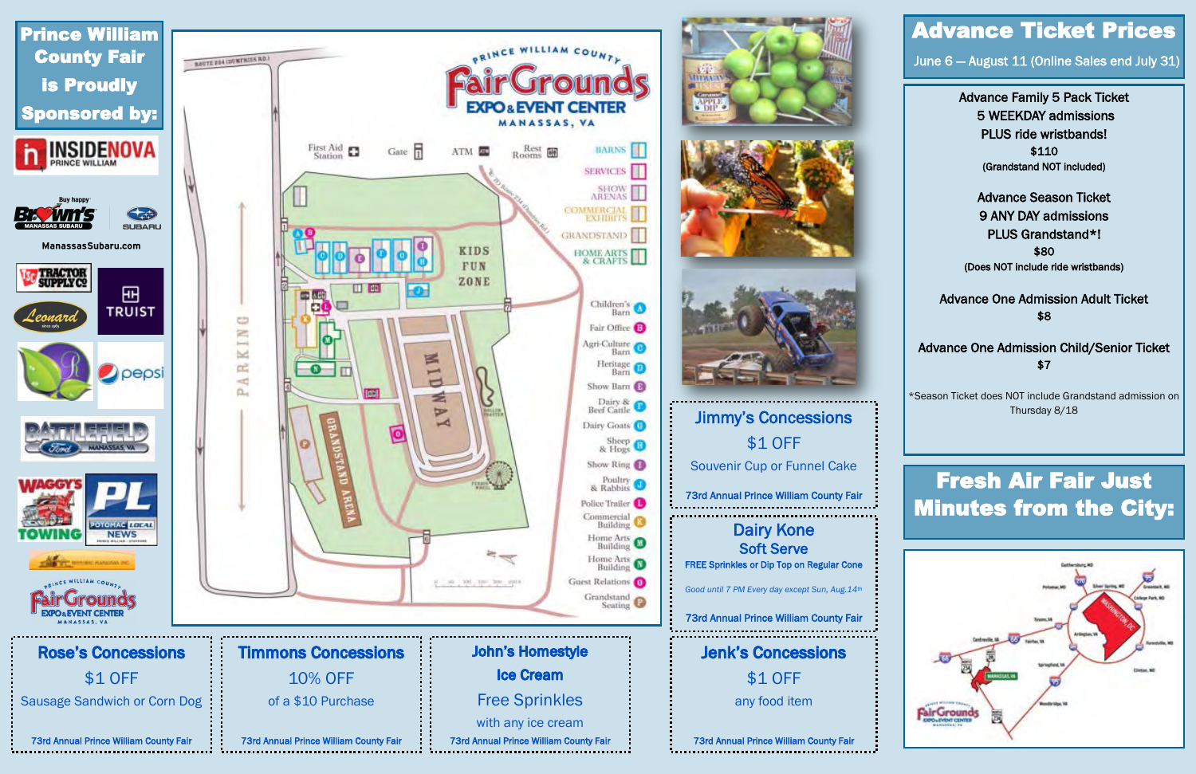## Prince William County Fair is Proudly Sponsored by:

INSIDENOVA PRINCE WILLIAM

Brown's MANASSAS SUBARU

ManassasSubaru.com

TRACTOR SUPPLY CO

Leonard

TRUIST

pepsi

BATTLEFIELD Ford MANASSAS VA

WAGGY'S TOWING

PL POTOMAC LOCAL NEWS

PRINCE WILLIAM COUNTY FairGrounds EXPO & EVENT CENTER MANASSAS, VA

PRINCE WILLIAM COUNTY FairGrounds EXPO & EVENT CENTER MANASSAS, VA

ROUTE 234 (DUMFRIES RD.)

First Aid Station | Gate | ATM | Rest Rooms

BARNS
SERVICES
SHOW ARENAS
COMMERCIAL EXHIBITS
GRANDSTAND
HOME ARTS & CRAFTS

KIDS FUN ZONE

MIDWAY

GRANDSTAND ARENA

PARKING

- A Children's Barn
- B Fair Office
- C Agri-Culture Barn
- D Heritage Barn
- E Show Barn
- F Dairy & Beef Cattle
- G Dairy Goats
- H Sheep & Hogs
- I Show Ring
- J Poultry & Rabbits
- L Police Trailer
- K Commercial Building
- M Home Arts Building
- N Home Arts Building
- O Guest Relations
- P Grandstand Seating

## Advance Ticket Prices

June 6 — August 11 (Online Sales end July 31)

**Advance Family 5 Pack Ticket**
5 WEEKDAY admissions
PLUS ride wristbands!
$110
(Grandstand NOT included)

**Advance Season Ticket**
9 ANY DAY admissions
PLUS Grandstand*!
$80
(Does NOT include ride wristbands)

**Advance One Admission Adult Ticket**
$8

**Advance One Admission Child/Senior Ticket**
$7

*Season Ticket does NOT include Grandstand admission on Thursday 8/18

## Fresh Air Fair Just Minutes from the City:

Gaithersburg, MD · Potomac, MD · Silver Spring, MD · Greenbelt, MD · College Park, MD · WASHINGTON, DC · Tysons, VA · Arlington, VA · Centreville, VA · Fairfax, VA · Forestville, MD · Springfield, VA · Clinton, MD · MANASSAS, VA · Woodbridge, VA

### Jimmy's Concessions
$1 OFF
Souvenir Cup or Funnel Cake
73rd Annual Prince William County Fair

### Dairy Kone Soft Serve
FREE Sprinkles or Dip Top on Regular Cone
Good until 7 PM Every day except Sun, Aug.14th
73rd Annual Prince William County Fair

### Rose's Concessions
$1 OFF
Sausage Sandwich or Corn Dog
73rd Annual Prince William County Fair

### Timmons Concessions
10% OFF
of a $10 Purchase
73rd Annual Prince William County Fair

### John's Homestyle Ice Cream
Free Sprinkles
with any ice cream
73rd Annual Prince William County Fair

### Jenk's Concessions
$1 OFF
any food item
73rd Annual Prince William County Fair